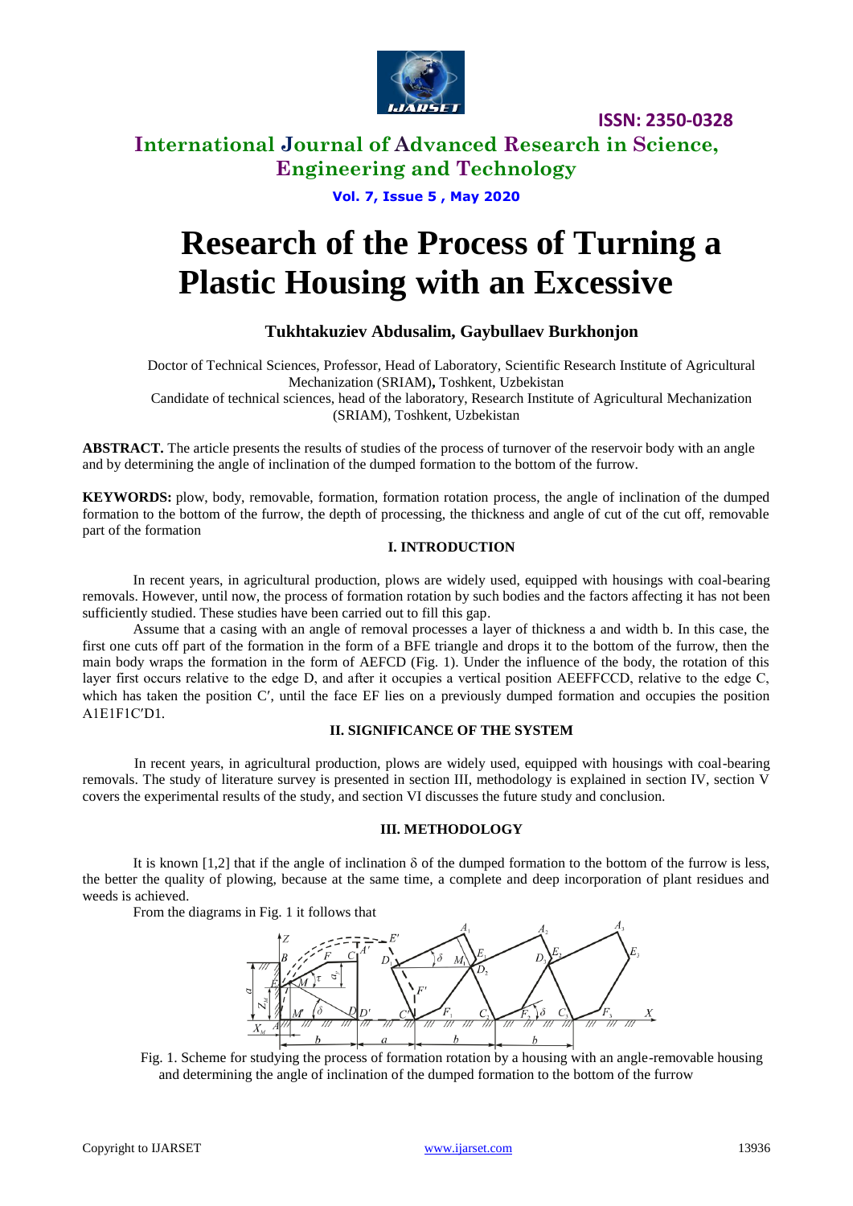# Research of the Process of Turning a Plastic Housing with an Excessive

**Tukhtakuziev Abdusalim, Gaybullaev Burkhonjon**

Doctor of Technical Sciences, Professor, Head of Laboratory, Scientific Research Institute of Agricultural Mechanization (SRIAM)**,** Toshkent, Uzbekistan

Candidate of technical sciences, head of the laboratory, Research Institute of Agricultural Mechanization (SRIAM), Toshkent, Uzbekistan

**ABSTRACT.** The article presents the results of studies of the process of turnover of the reservoir body with an angle and by determining the angle of inclination of the dumped formation to the bottom of the furrow.

**KEYWORDS:** plow, body, removable, formation, formation rotation process, the angle of inclination of the dumped formation to the bottom of the furrow, the depth of processing, the thickness and angle of cut of the cut off, removable part of the formation

## I. INTRODUCTION

In recent years, in agricultural production, plows are widely used, equipped with housings with coal-bearing removals. However, until now, the process of formation rotation by such bodies and the factors affecting it has not been sufficiently studied. These studies have been carried out to fill this gap.

Assume that a casing with an angle of removal processes a layer of thickness a and width b. In this case, the first one cuts off part of the formation in the form of a BFE triangle and drops it to the bottom of the furrow, then the main body wraps the formation in the form of AEFCD (Fig. 1). Under the influence of the body, the rotation of this layer first occurs relative to the edge D, and after it occupies a vertical position AEEFFCCD, relative to the edge C, which has taken the position C′, until the face EF lies on a previously dumped formation and occupies the position A1E1F1C′D1.

## II. SIGNIFICANCE OF THE SYSTEM

In recent years, in agricultural production, plows are widely used, equipped with housings with coal-bearing removals. The study of literature survey is presented in section III, methodology is explained in section IV, section V covers the experimental results of the study, and section VI discusses the future study and conclusion.

## III. METHODOLOGY

It is known [1,2] that if the angle of inclination $\delta$ of the dumped formation to the bottom of the furrow is less, the better the quality of plowing, because at the same time, a complete and deep incorporation of plant residues and weeds is achieved.

From the diagrams in Fig. 1 it follows that

Fig. 1. Scheme for studying the process of formation rotation by a housing with an angle-removable housing and determining the angle of inclination of the dumped formation to the bottom of the furrow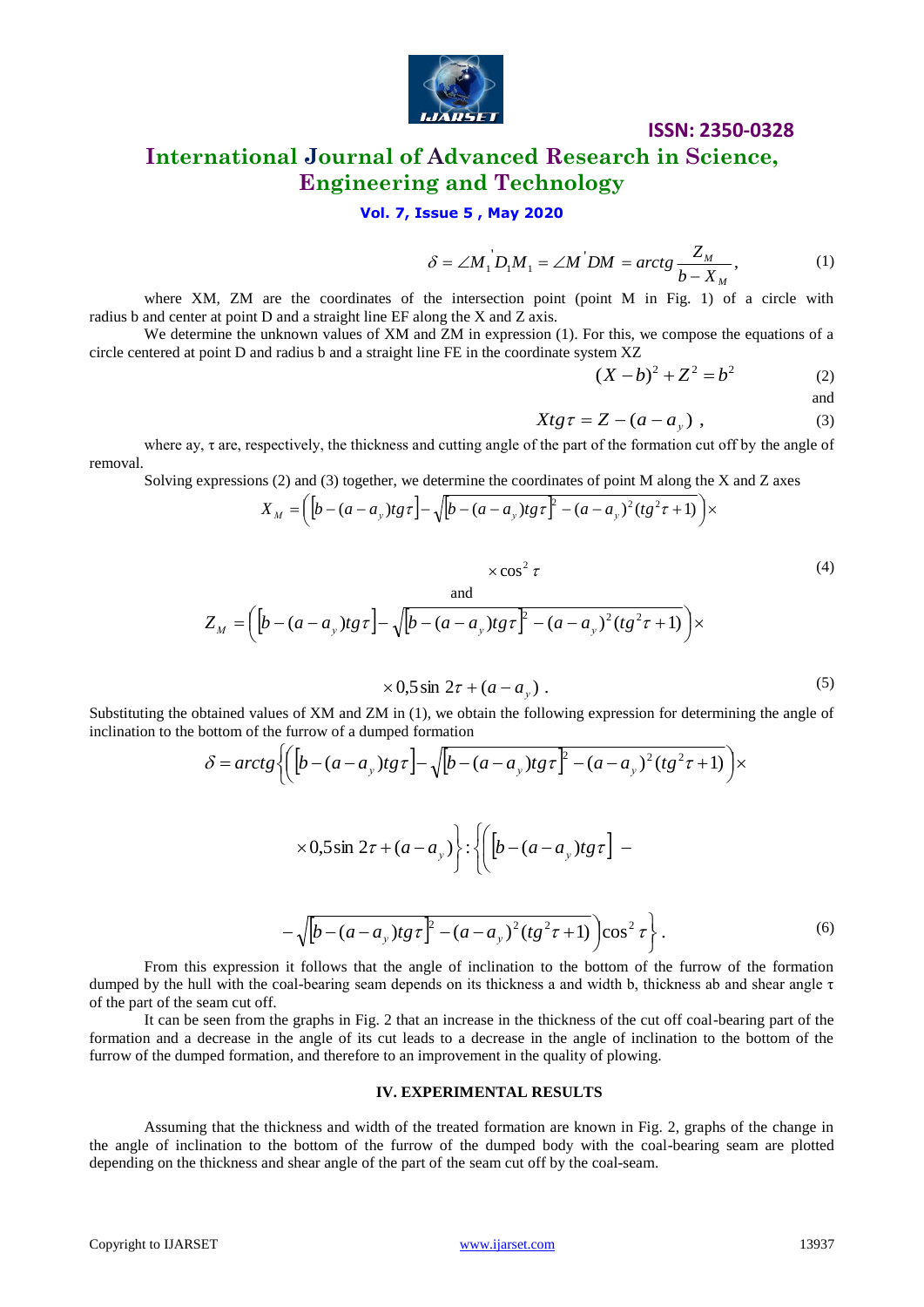$$\delta = \angle M_1^{'} D_1 M_1 = \angle M^{'} DM = arctg \frac{Z_M}{b - X_M}, \tag{1}$$

where XM, ZM are the coordinates of the intersection point (point M in Fig. 1) of a circle with radius b and center at point D and a straight line EF along the X and Z axis.

We determine the unknown values of XM and ZM in expression (1). For this, we compose the equations of a circle centered at point D and radius b and a straight line FE in the coordinate system XZ

$$(X - b)^2 + Z^2 = b^2 \tag{2}$$

and

$$Xtg\tau = Z - (a - a_y) \ , \tag{3}$$

where ay, τ are, respectively, the thickness and cutting angle of the part of the formation cut off by the angle of removal.

Solving expressions (2) and (3) together, we determine the coordinates of point M along the X and Z axes

$$X_M = \left( \left[ b - (a - a_y) tg\tau \right] - \sqrt{\left[ b - (a - a_y) tg\tau \right]^2 - (a - a_y)^2 (tg^2 \tau + 1)} \right) \times$$

$$\times \cos^2 \tau \tag{4}$$

and

$$Z_M = \left( \left[ b - (a - a_y) tg\tau \right] - \sqrt{\left[ b - (a - a_y) tg\tau \right]^2 - (a - a_y)^2 (tg^2 \tau + 1)} \right) \times$$

$$\times 0{,}5 \sin 2\tau + (a - a_y) \ . \tag{5}$$

Substituting the obtained values of XM and ZM in (1), we obtain the following expression for determining the angle of inclination to the bottom of the furrow of a dumped formation

$$\delta = arctg \left\{ \left( \left[ b - (a - a_y) tg\tau \right] - \sqrt{\left[ b - (a - a_y) tg\tau \right]^2 - (a - a_y)^2 (tg^2 \tau + 1)} \right) \times \right.$$

$$\left. \times 0{,}5 \sin 2\tau + (a - a_y) \right\} : \left\{ \left( \left[ b - (a - a_y) tg\tau \right] - \right. \right.$$

$$\left. \left. - \sqrt{\left[ b - (a - a_y) tg\tau \right]^2 - (a - a_y)^2 (tg^2 \tau + 1)} \right) \cos^2 \tau \right\} . \tag{6}$$

From this expression it follows that the angle of inclination to the bottom of the furrow of the formation dumped by the hull with the coal-bearing seam depends on its thickness a and width b, thickness ab and shear angle τ of the part of the seam cut off.

It can be seen from the graphs in Fig. 2 that an increase in the thickness of the cut off coal-bearing part of the formation and a decrease in the angle of its cut leads to a decrease in the angle of inclination to the bottom of the furrow of the dumped formation, and therefore to an improvement in the quality of plowing.

## IV. EXPERIMENTAL RESULTS

Assuming that the thickness and width of the treated formation are known in Fig. 2, graphs of the change in the angle of inclination to the bottom of the furrow of the dumped body with the coal-bearing seam are plotted depending on the thickness and shear angle of the part of the seam cut off by the coal-seam.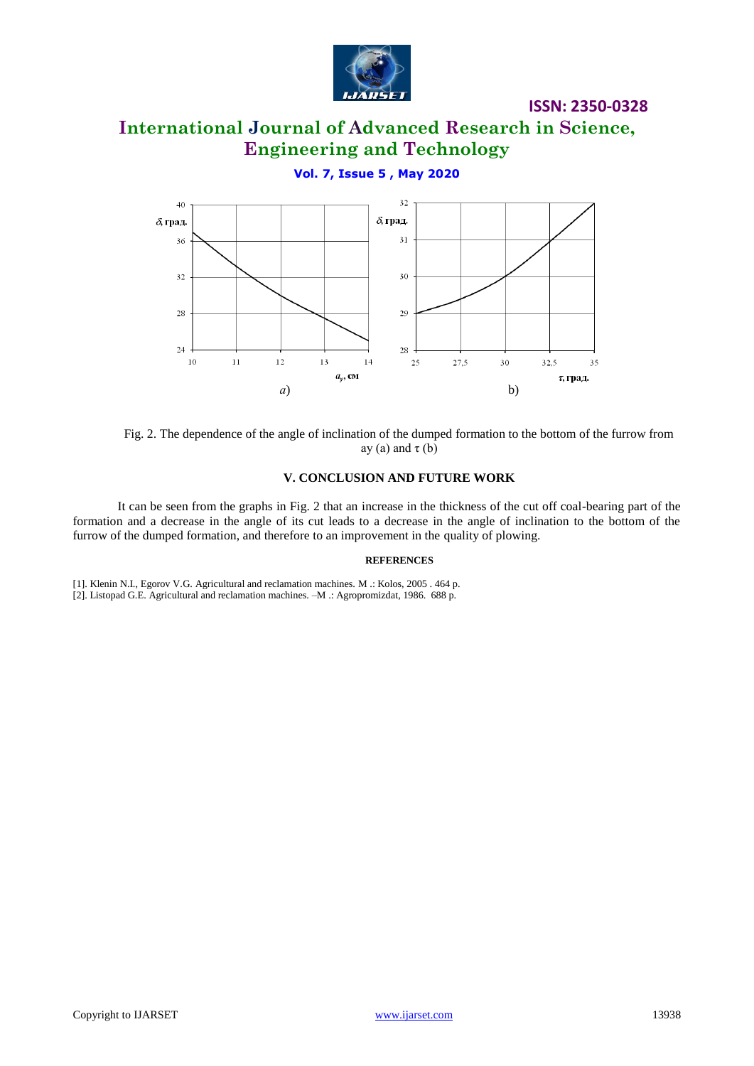40

$\delta$, град.

36

32

28

24

10 11 12 13 14

$a_y$, см

*a*)

32

$\delta$, град.

31

30

29

28

25 27,5 30 32,5 35

$\tau$, град.

b)

Fig. 2. The dependence of the angle of inclination of the dumped formation to the bottom of the furrow from ay (a) and τ (b)

## V. CONCLUSION AND FUTURE WORK

It can be seen from the graphs in Fig. 2 that an increase in the thickness of the cut off coal-bearing part of the formation and a decrease in the angle of its cut leads to a decrease in the angle of inclination to the bottom of the furrow of the dumped formation, and therefore to an improvement in the quality of plowing.

### REFERENCES

[1]. Klenin N.I., Egorov V.G. Agricultural and reclamation machines. M .: Kolos, 2005 . 464 p.

[2]. Listopad G.E. Agricultural and reclamation machines. –M .: Agropromizdat, 1986. 688 p.